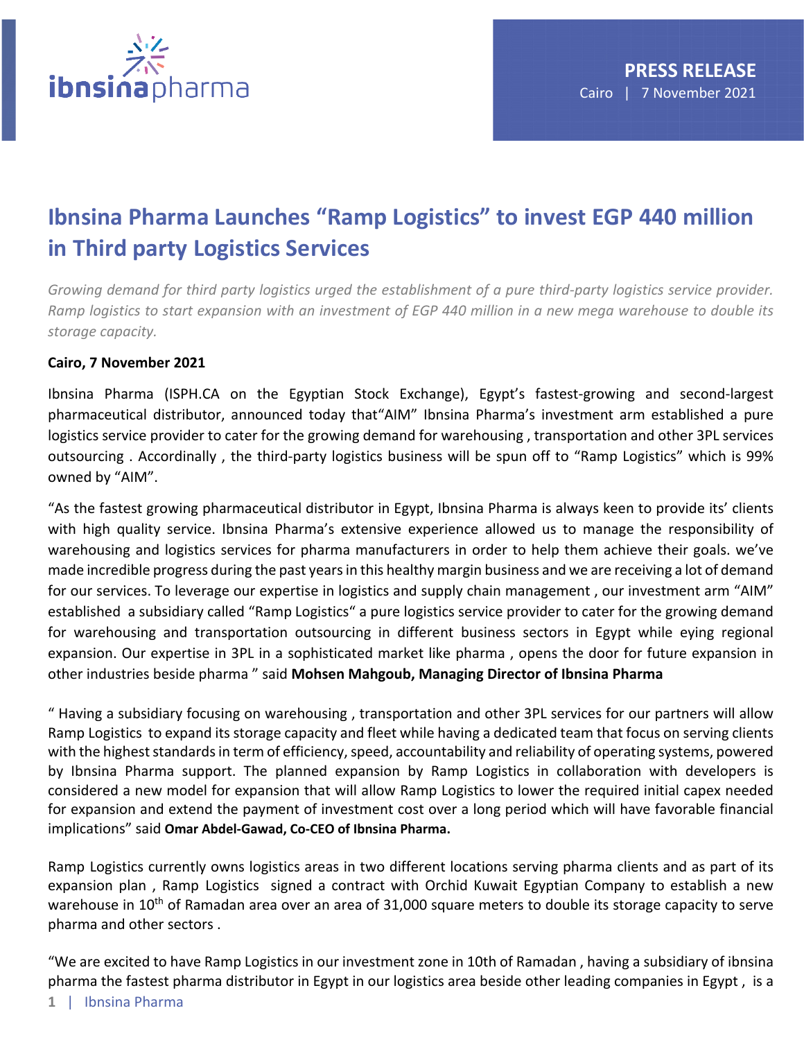**PRESS RELEASE**
Cairo | 7 November 2021

# Ibnsina Pharma Launches "Ramp Logistics" to invest EGP 440 million in Third party Logistics Services

*Growing demand for third party logistics urged the establishment of a pure third-party logistics service provider. Ramp logistics to start expansion with an investment of EGP 440 million in a new mega warehouse to double its storage capacity.*

**Cairo, 7 November 2021**

Ibnsina Pharma (ISPH.CA on the Egyptian Stock Exchange), Egypt's fastest-growing and second-largest pharmaceutical distributor, announced today that"AIM" Ibnsina Pharma's investment arm established a pure logistics service provider to cater for the growing demand for warehousing , transportation and other 3PL services outsourcing . Accordinally , the third-party logistics business will be spun off to "Ramp Logistics" which is 99% owned by "AIM".

"As the fastest growing pharmaceutical distributor in Egypt, Ibnsina Pharma is always keen to provide its' clients with high quality service. Ibnsina Pharma's extensive experience allowed us to manage the responsibility of warehousing and logistics services for pharma manufacturers in order to help them achieve their goals. we've made incredible progress during the past years in this healthy margin business and we are receiving a lot of demand for our services. To leverage our expertise in logistics and supply chain management , our investment arm "AIM" established a subsidiary called "Ramp Logistics" a pure logistics service provider to cater for the growing demand for warehousing and transportation outsourcing in different business sectors in Egypt while eying regional expansion. Our expertise in 3PL in a sophisticated market like pharma , opens the door for future expansion in other industries beside pharma " said **Mohsen Mahgoub, Managing Director of Ibnsina Pharma**

" Having a subsidiary focusing on warehousing , transportation and other 3PL services for our partners will allow Ramp Logistics to expand its storage capacity and fleet while having a dedicated team that focus on serving clients with the highest standards in term of efficiency, speed, accountability and reliability of operating systems, powered by Ibnsina Pharma support. The planned expansion by Ramp Logistics in collaboration with developers is considered a new model for expansion that will allow Ramp Logistics to lower the required initial capex needed for expansion and extend the payment of investment cost over a long period which will have favorable financial implications" said **Omar Abdel-Gawad, Co-CEO of Ibnsina Pharma.**

Ramp Logistics currently owns logistics areas in two different locations serving pharma clients and as part of its expansion plan , Ramp Logistics signed a contract with Orchid Kuwait Egyptian Company to establish a new warehouse in 10th of Ramadan area over an area of 31,000 square meters to double its storage capacity to serve pharma and other sectors .

"We are excited to have Ramp Logistics in our investment zone in 10th of Ramadan , having a subsidiary of ibnsina pharma the fastest pharma distributor in Egypt in our logistics area beside other leading companies in Egypt , is a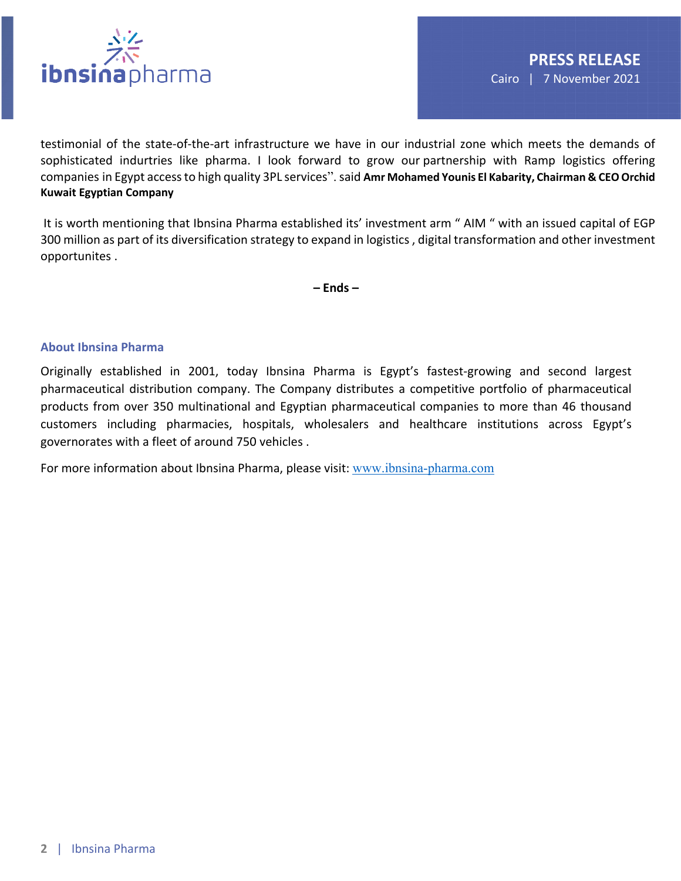testimonial of the state-of-the-art infrastructure we have in our industrial zone which meets the demands of sophisticated indurtries like pharma. I look forward to grow our partnership with Ramp logistics offering companies in Egypt access to high quality 3PL services". said **Amr Mohamed Younis El Kabarity, Chairman & CEO Orchid Kuwait Egyptian Company**

It is worth mentioning that Ibnsina Pharma established its' investment arm " AIM " with an issued capital of EGP 300 million as part of its diversification strategy to expand in logistics , digital transformation and other investment opportunites .

**– Ends –**

### About Ibnsina Pharma

Originally established in 2001, today Ibnsina Pharma is Egypt's fastest-growing and second largest pharmaceutical distribution company. The Company distributes a competitive portfolio of pharmaceutical products from over 350 multinational and Egyptian pharmaceutical companies to more than 46 thousand customers including pharmacies, hospitals, wholesalers and healthcare institutions across Egypt's governorates with a fleet of around 750 vehicles .

For more information about Ibnsina Pharma, please visit: www.ibnsina-pharma.com